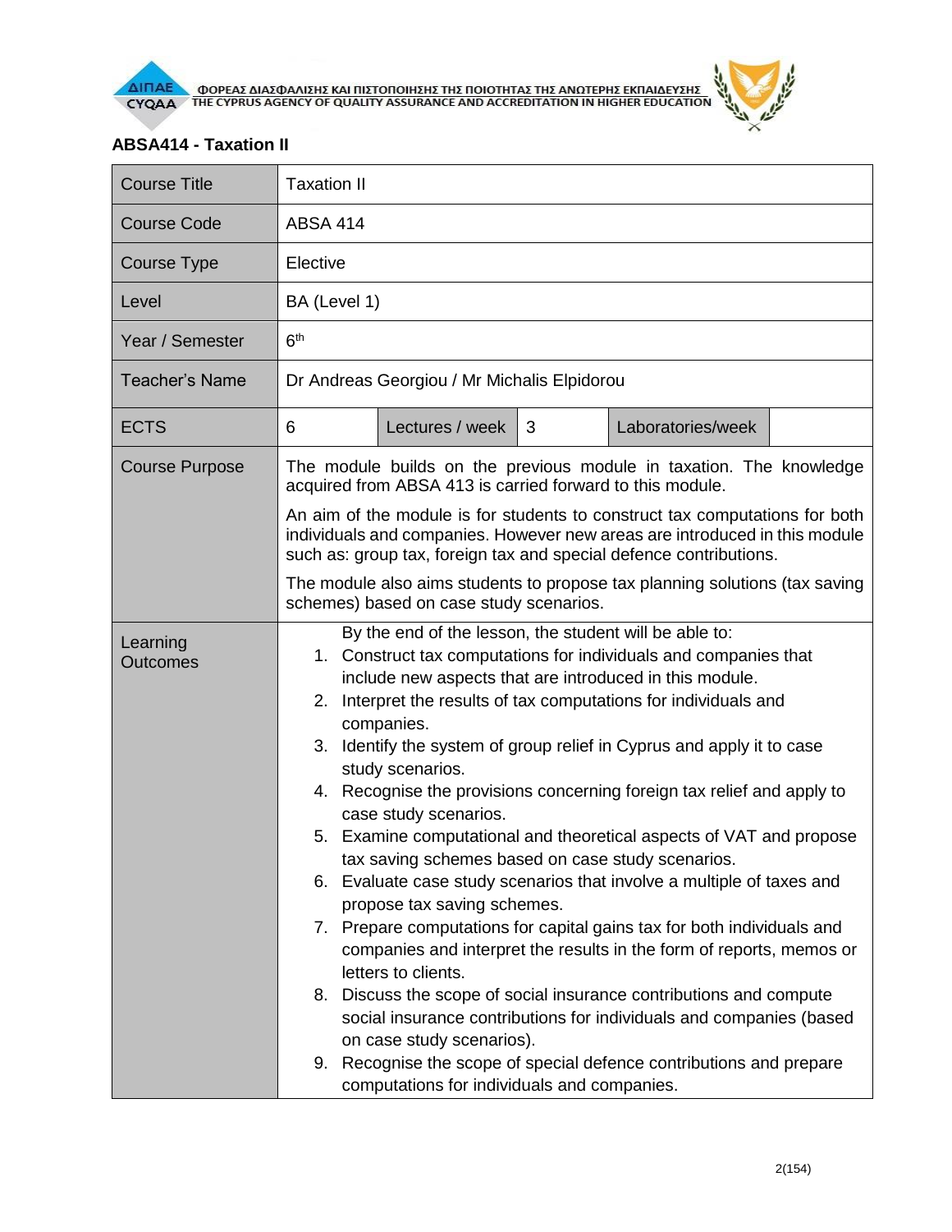## ABSA414 - Taxation II

| Course Title | Taxation II | | | | |
|---|---|---|---|---|---|
| Course Code | ABSA 414 | | | | |
| Course Type | Elective | | | | |
| Level | BA (Level 1) | | | | |
| Year / Semester | 6th | | | | |
| Teacher's Name | Dr Andreas Georgiou / Mr Michalis Elpidorou | | | | |
| ECTS | 6 | Lectures / week | 3 | Laboratories/week | |
| Course Purpose | The module builds on the previous module in taxation. The knowledge acquired from ABSA 413 is carried forward to this module.<br><br>An aim of the module is for students to construct tax computations for both individuals and companies. However new areas are introduced in this module such as: group tax, foreign tax and special defence contributions.<br><br>The module also aims students to propose tax planning solutions (tax saving schemes) based on case study scenarios. | | | | |
| Learning Outcomes | By the end of the lesson, the student will be able to:<br>1. Construct tax computations for individuals and companies that include new aspects that are introduced in this module.<br>2. Interpret the results of tax computations for individuals and companies.<br>3. Identify the system of group relief in Cyprus and apply it to case study scenarios.<br>4. Recognise the provisions concerning foreign tax relief and apply to case study scenarios.<br>5. Examine computational and theoretical aspects of VAT and propose tax saving schemes based on case study scenarios.<br>6. Evaluate case study scenarios that involve a multiple of taxes and propose tax saving schemes.<br>7. Prepare computations for capital gains tax for both individuals and companies and interpret the results in the form of reports, memos or letters to clients.<br>8. Discuss the scope of social insurance contributions and compute social insurance contributions for individuals and companies (based on case study scenarios).<br>9. Recognise the scope of special defence contributions and prepare computations for individuals and companies. | | | | |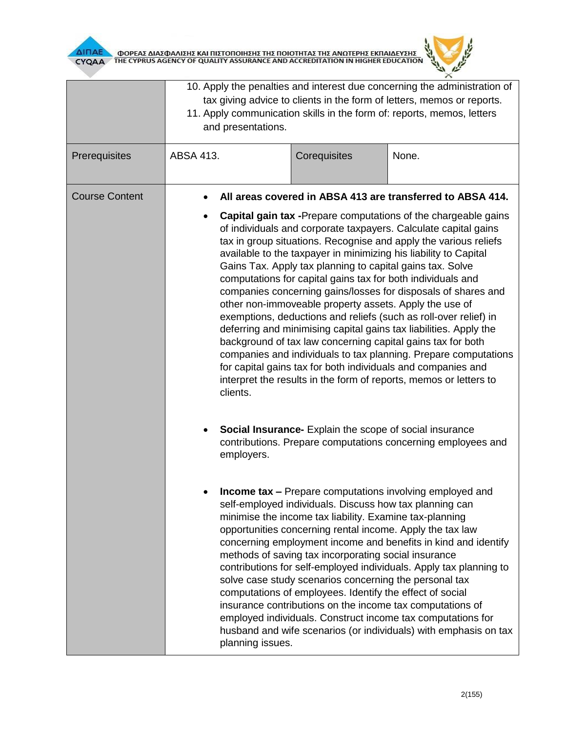| | | | |
|---|---|---|---|
| | 10. Apply the penalties and interest due concerning the administration of tax giving advice to clients in the form of letters, memos or reports.<br>11. Apply communication skills in the form of: reports, memos, letters and presentations. | | |
| Prerequisites | ABSA 413. | Corequisites | None. |
| Course Content | • **All areas covered in ABSA 413 are transferred to ABSA 414.**<br>• **Capital gain tax -**Prepare computations of the chargeable gains of individuals and corporate taxpayers. Calculate capital gains tax in group situations. Recognise and apply the various reliefs available to the taxpayer in minimizing his liability to Capital Gains Tax. Apply tax planning to capital gains tax. Solve computations for capital gains tax for both individuals and companies concerning gains/losses for disposals of shares and other non-immoveable property assets. Apply the use of exemptions, deductions and reliefs (such as roll-over relief) in deferring and minimising capital gains tax liabilities. Apply the background of tax law concerning capital gains tax for both companies and individuals to tax planning. Prepare computations for capital gains tax for both individuals and companies and interpret the results in the form of reports, memos or letters to clients.<br>• **Social Insurance-** Explain the scope of social insurance contributions. Prepare computations concerning employees and employers.<br>• **Income tax –** Prepare computations involving employed and self-employed individuals. Discuss how tax planning can minimise the income tax liability. Examine tax-planning opportunities concerning rental income. Apply the tax law concerning employment income and benefits in kind and identify methods of saving tax incorporating social insurance contributions for self-employed individuals. Apply tax planning to solve case study scenarios concerning the personal tax computations of employees. Identify the effect of social insurance contributions on the income tax computations of employed individuals. Construct income tax computations for husband and wife scenarios (or individuals) with emphasis on tax planning issues. | | |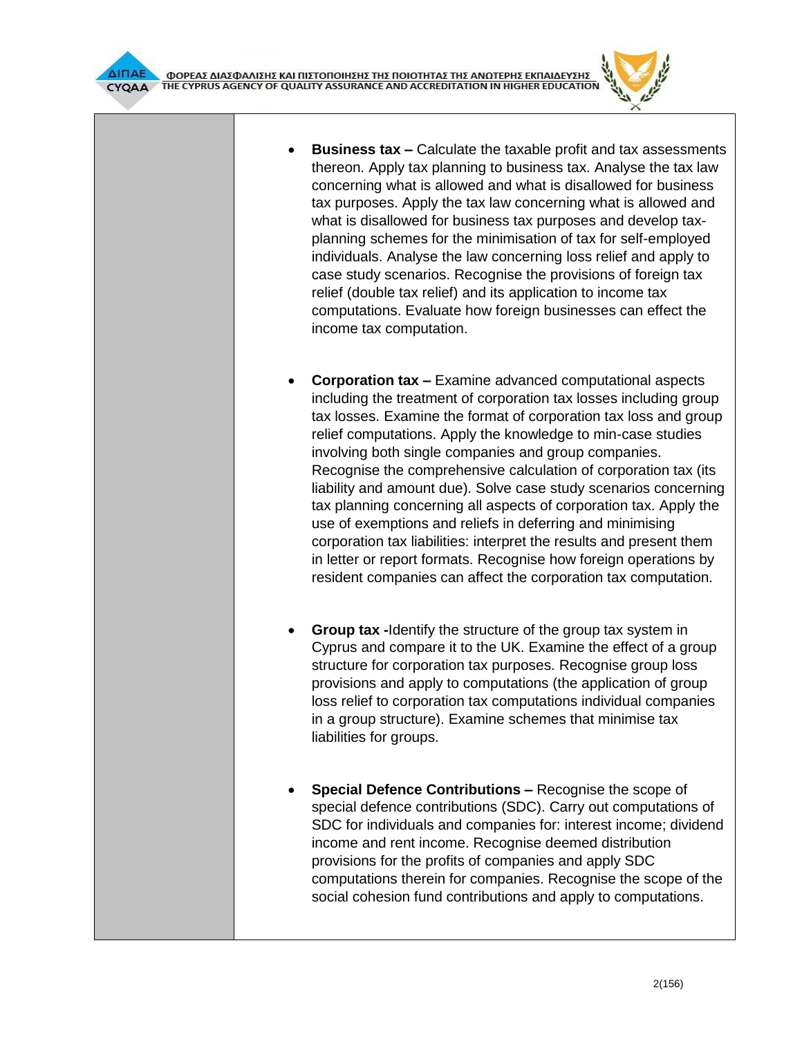- **Business tax –** Calculate the taxable profit and tax assessments thereon. Apply tax planning to business tax. Analyse the tax law concerning what is allowed and what is disallowed for business tax purposes. Apply the tax law concerning what is allowed and what is disallowed for business tax purposes and develop tax-planning schemes for the minimisation of tax for self-employed individuals. Analyse the law concerning loss relief and apply to case study scenarios. Recognise the provisions of foreign tax relief (double tax relief) and its application to income tax computations. Evaluate how foreign businesses can effect the income tax computation.

- **Corporation tax –** Examine advanced computational aspects including the treatment of corporation tax losses including group tax losses. Examine the format of corporation tax loss and group relief computations. Apply the knowledge to min-case studies involving both single companies and group companies. Recognise the comprehensive calculation of corporation tax (its liability and amount due). Solve case study scenarios concerning tax planning concerning all aspects of corporation tax. Apply the use of exemptions and reliefs in deferring and minimising corporation tax liabilities: interpret the results and present them in letter or report formats. Recognise how foreign operations by resident companies can affect the corporation tax computation.

- **Group tax -**Identify the structure of the group tax system in Cyprus and compare it to the UK. Examine the effect of a group structure for corporation tax purposes. Recognise group loss provisions and apply to computations (the application of group loss relief to corporation tax computations individual companies in a group structure). Examine schemes that minimise tax liabilities for groups.

- **Special Defence Contributions –** Recognise the scope of special defence contributions (SDC). Carry out computations of SDC for individuals and companies for: interest income; dividend income and rent income. Recognise deemed distribution provisions for the profits of companies and apply SDC computations therein for companies. Recognise the scope of the social cohesion fund contributions and apply to computations.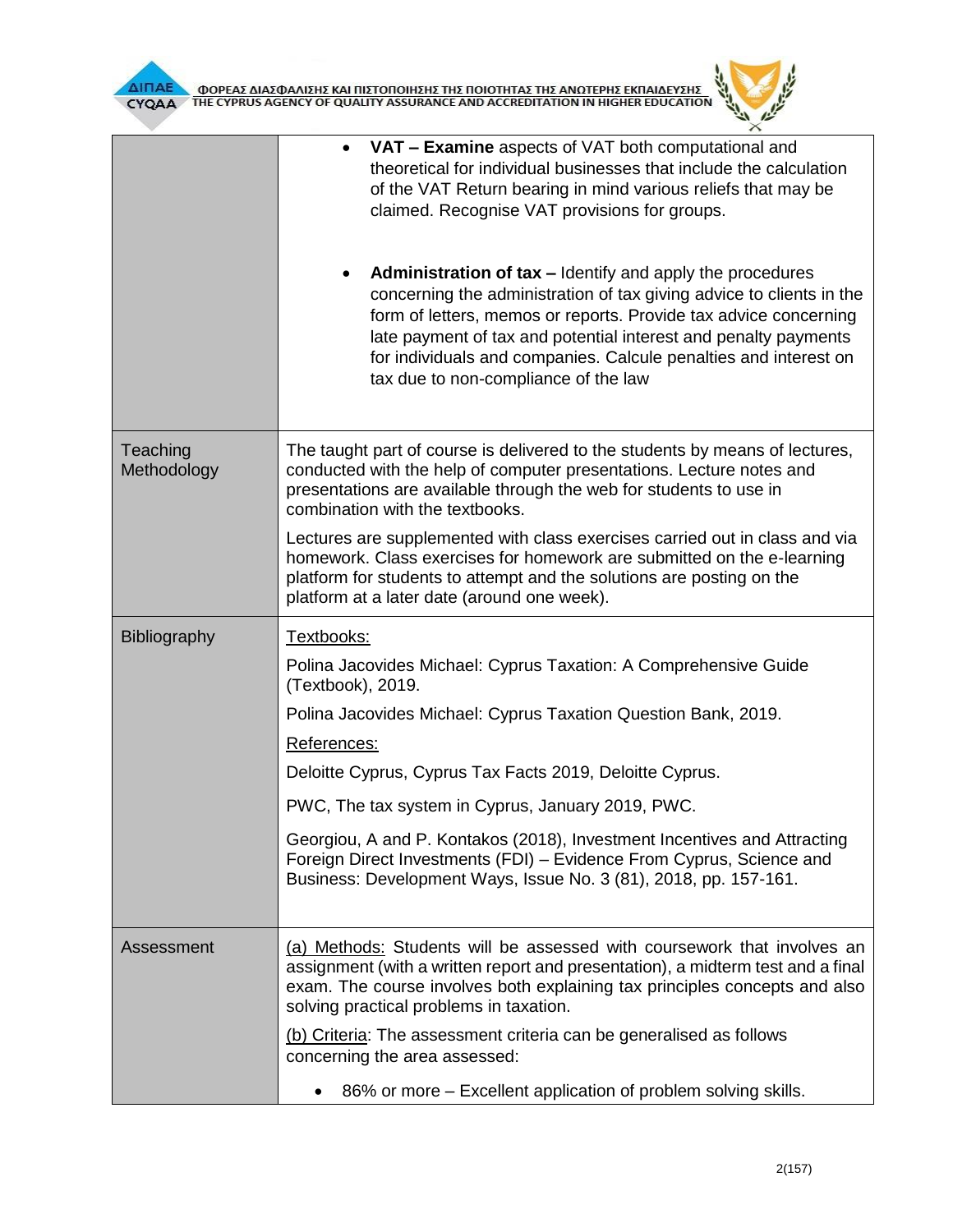| | |
|---|---|
| | • **VAT – Examine** aspects of VAT both computational and theoretical for individual businesses that include the calculation of the VAT Return bearing in mind various reliefs that may be claimed. Recognise VAT provisions for groups.<br><br>• **Administration of tax –** Identify and apply the procedures concerning the administration of tax giving advice to clients in the form of letters, memos or reports. Provide tax advice concerning late payment of tax and potential interest and penalty payments for individuals and companies. Calculе penalties and interest on tax due to non-compliance of the law |
| Teaching Methodology | The taught part of course is delivered to the students by means of lectures, conducted with the help of computer presentations. Lecture notes and presentations are available through the web for students to use in combination with the textbooks.<br><br>Lectures are supplemented with class exercises carried out in class and via homework. Class exercises for homework are submitted on the e-learning platform for students to attempt and the solutions are posting on the platform at a later date (around one week). |
| Bibliography | Textbooks:<br><br>Polina Jacovides Michael: Cyprus Taxation: A Comprehensive Guide (Textbook), 2019.<br><br>Polina Jacovides Michael: Cyprus Taxation Question Bank, 2019.<br><br>References:<br><br>Deloitte Cyprus, Cyprus Tax Facts 2019, Deloitte Cyprus.<br><br>PWC, The tax system in Cyprus, January 2019, PWC.<br><br>Georgiou, A and P. Kontakos (2018), Investment Incentives and Attracting Foreign Direct Investments (FDI) – Evidence From Cyprus, Science and Business: Development Ways, Issue No. 3 (81), 2018, pp. 157-161. |
| Assessment | (a) Methods: Students will be assessed with coursework that involves an assignment (with a written report and presentation), a midterm test and a final exam. The course involves both explaining tax principles concepts and also solving practical problems in taxation.<br><br>(b) Criteria: The assessment criteria can be generalised as follows concerning the area assessed:<br><br>• 86% or more – Excellent application of problem solving skills. |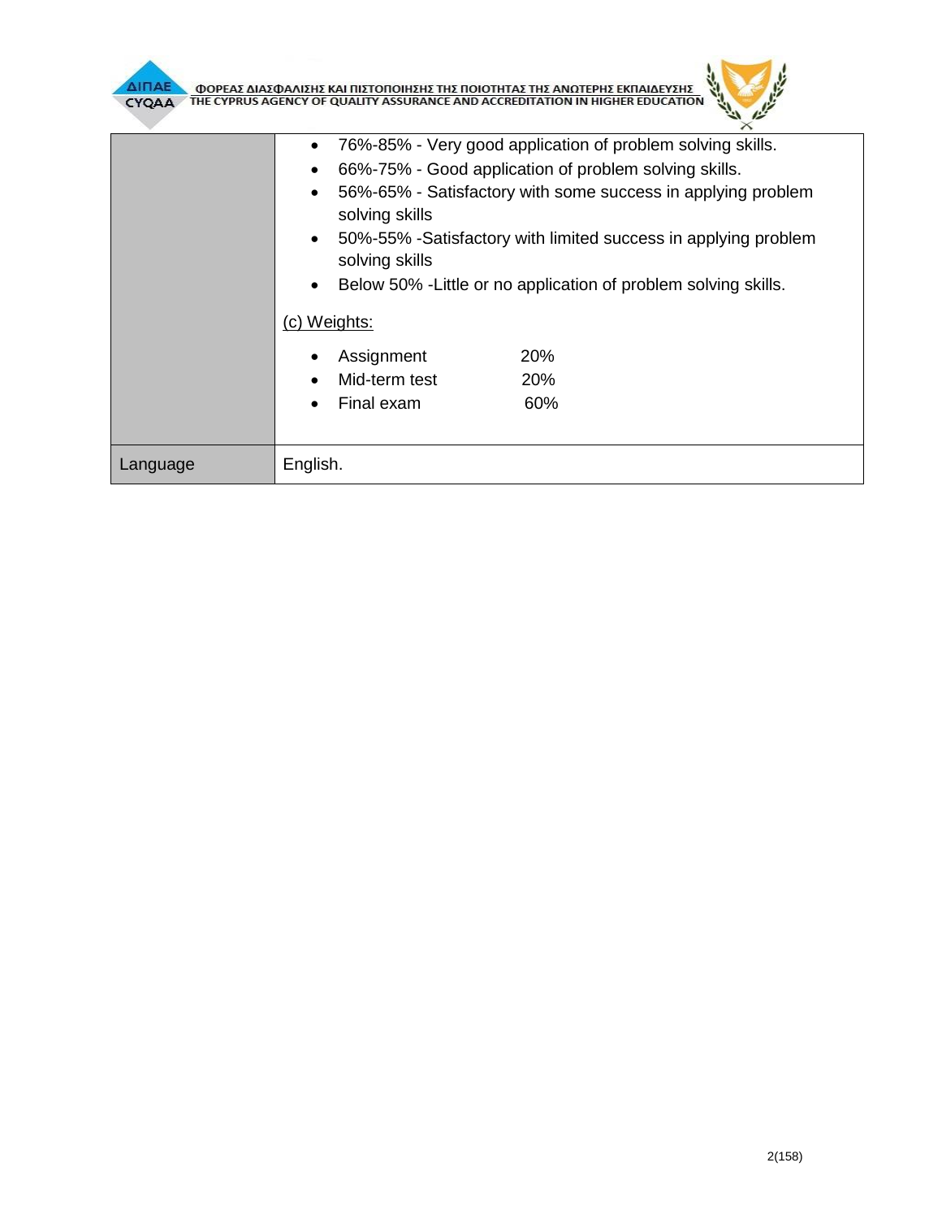| | |
|---|---|
| | • 76%-85% - Very good application of problem solving skills.<br>• 66%-75% - Good application of problem solving skills.<br>• 56%-65% - Satisfactory with some success in applying problem solving skills<br>• 50%-55% -Satisfactory with limited success in applying problem solving skills<br>• Below 50% -Little or no application of problem solving skills.<br><br>(c) Weights:<br><br>• Assignment 20%<br>• Mid-term test 20%<br>• Final exam 60% |
| Language | English. |